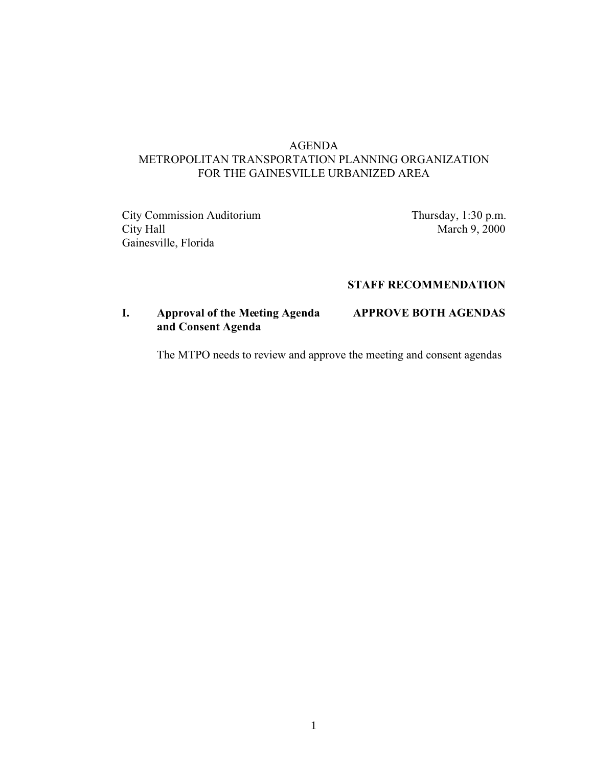# AGENDA
## METROPOLITAN TRANSPORTATION PLANNING ORGANIZATION FOR THE GAINESVILLE URBANIZED AREA

City Commission Auditorium
City Hall
Gainesville, Florida

Thursday, 1:30 p.m.
March 9, 2000

**STAFF RECOMMENDATION**

**I. Approval of the Meeting Agenda and Consent Agenda** — **APPROVE BOTH AGENDAS**

The MTPO needs to review and approve the meeting and consent agendas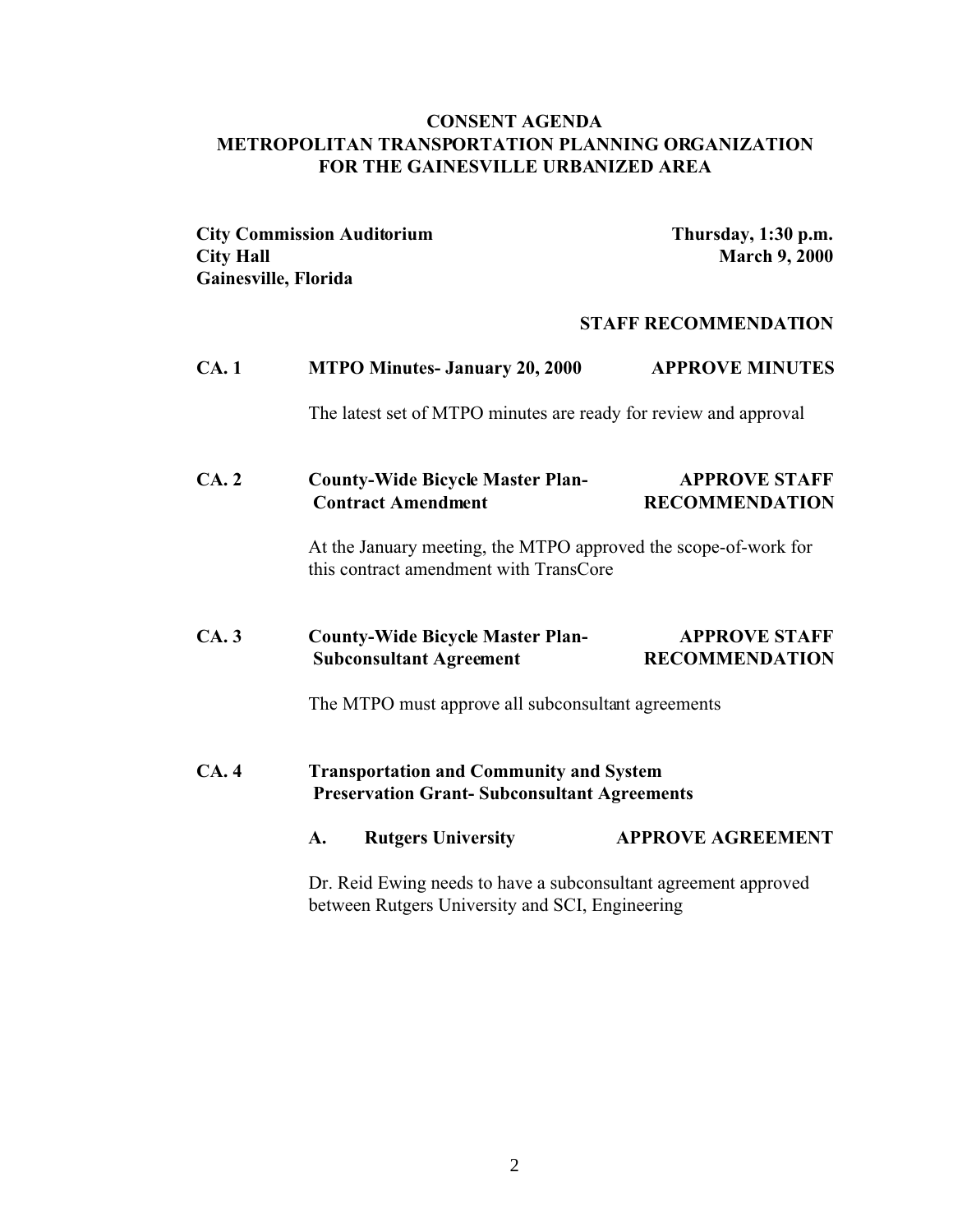# CONSENT AGENDA
# METROPOLITAN TRANSPORTATION PLANNING ORGANIZATION
# FOR THE GAINESVILLE URBANIZED AREA

**City Commission Auditorium**
**City Hall**
**Gainesville, Florida**

**Thursday, 1:30 p.m.**
**March 9, 2000**

**STAFF RECOMMENDATION**

**CA. 1 MTPO Minutes- January 20, 2000** — **APPROVE MINUTES**

The latest set of MTPO minutes are ready for review and approval

**CA. 2 County-Wide Bicycle Master Plan- Contract Amendment** — **APPROVE STAFF RECOMMENDATION**

At the January meeting, the MTPO approved the scope-of-work for this contract amendment with TransCore

**CA. 3 County-Wide Bicycle Master Plan- Subconsultant Agreement** — **APPROVE STAFF RECOMMENDATION**

The MTPO must approve all subconsultant agreements

**CA. 4 Transportation and Community and System Preservation Grant- Subconsultant Agreements**

**A. Rutgers University** — **APPROVE AGREEMENT**

Dr. Reid Ewing needs to have a subconsultant agreement approved between Rutgers University and SCI, Engineering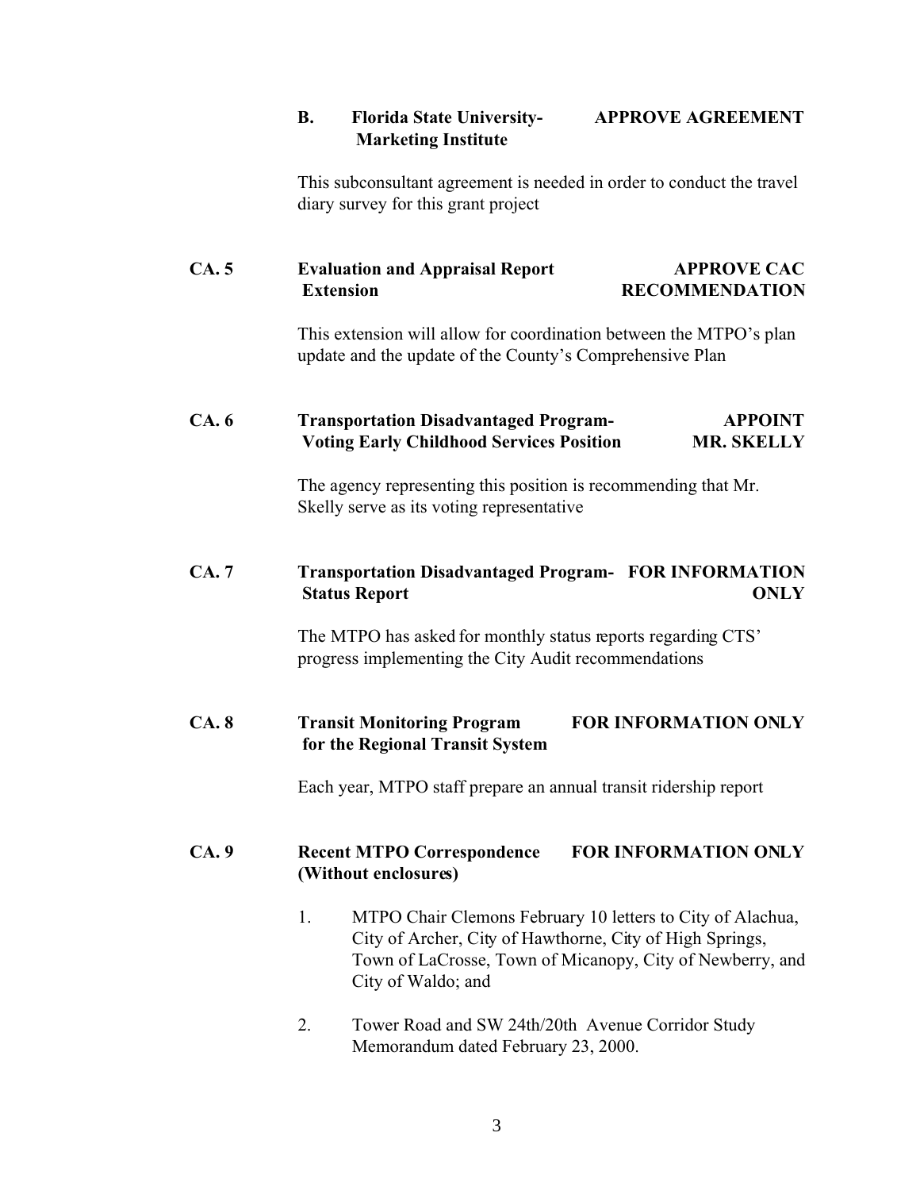**B. Florida State University- Marketing Institute** — **APPROVE AGREEMENT**

This subconsultant agreement is needed in order to conduct the travel diary survey for this grant project

**CA. 5 Evaluation and Appraisal Report Extension** — **APPROVE CAC RECOMMENDATION**

This extension will allow for coordination between the MTPO's plan update and the update of the County's Comprehensive Plan

**CA. 6 Transportation Disadvantaged Program- Voting Early Childhood Services Position** — **APPOINT MR. SKELLY**

The agency representing this position is recommending that Mr. Skelly serve as its voting representative

**CA. 7 Transportation Disadvantaged Program- Status Report** — **FOR INFORMATION ONLY**

The MTPO has asked for monthly status reports regarding CTS' progress implementing the City Audit recommendations

**CA. 8 Transit Monitoring Program for the Regional Transit System** — **FOR INFORMATION ONLY**

Each year, MTPO staff prepare an annual transit ridership report

**CA. 9 Recent MTPO Correspondence (Without enclosures)** — **FOR INFORMATION ONLY**

1. MTPO Chair Clemons February 10 letters to City of Alachua, City of Archer, City of Hawthorne, City of High Springs, Town of LaCrosse, Town of Micanopy, City of Newberry, and City of Waldo; and

2. Tower Road and SW 24th/20th Avenue Corridor Study Memorandum dated February 23, 2000.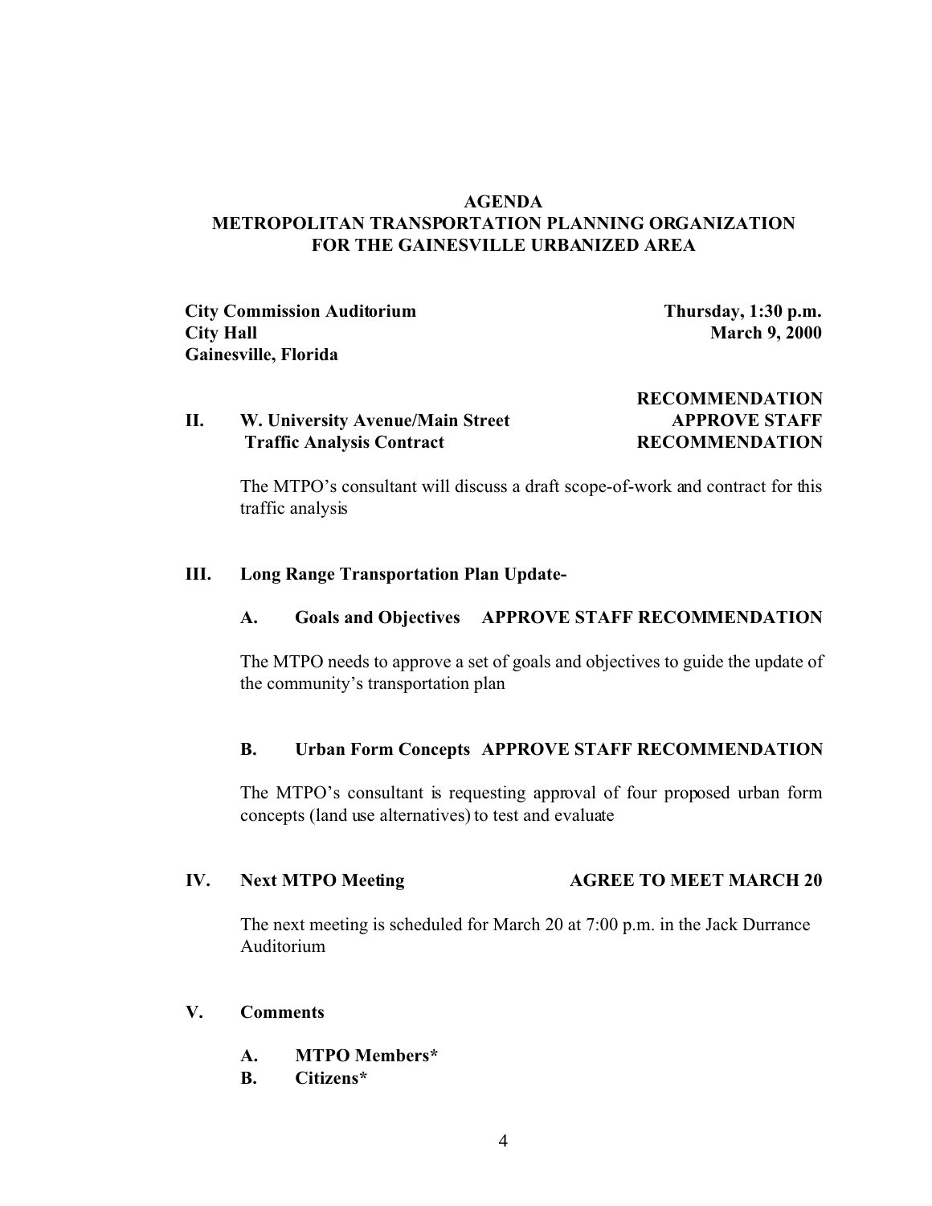**AGENDA**
**METROPOLITAN TRANSPORTATION PLANNING ORGANIZATION**
**FOR THE GAINESVILLE URBANIZED AREA**

**City Commission Auditorium**
**City Hall**
**Gainesville, Florida**

**Thursday, 1:30 p.m.**
**March 9, 2000**

**II. W. University Avenue/Main Street Traffic Analysis Contract** — **RECOMMENDATION: APPROVE STAFF RECOMMENDATION**

The MTPO's consultant will discuss a draft scope-of-work and contract for this traffic analysis

**III. Long Range Transportation Plan Update-**

**A. Goals and Objectives** — **APPROVE STAFF RECOMMENDATION**

The MTPO needs to approve a set of goals and objectives to guide the update of the community's transportation plan

**B. Urban Form Concepts** — **APPROVE STAFF RECOMMENDATION**

The MTPO's consultant is requesting approval of four proposed urban form concepts (land use alternatives) to test and evaluate

**IV. Next MTPO Meeting** — **AGREE TO MEET MARCH 20**

The next meeting is scheduled for March 20 at 7:00 p.m. in the Jack Durrance Auditorium

**V. Comments**

**A. MTPO Members***
**B. Citizens***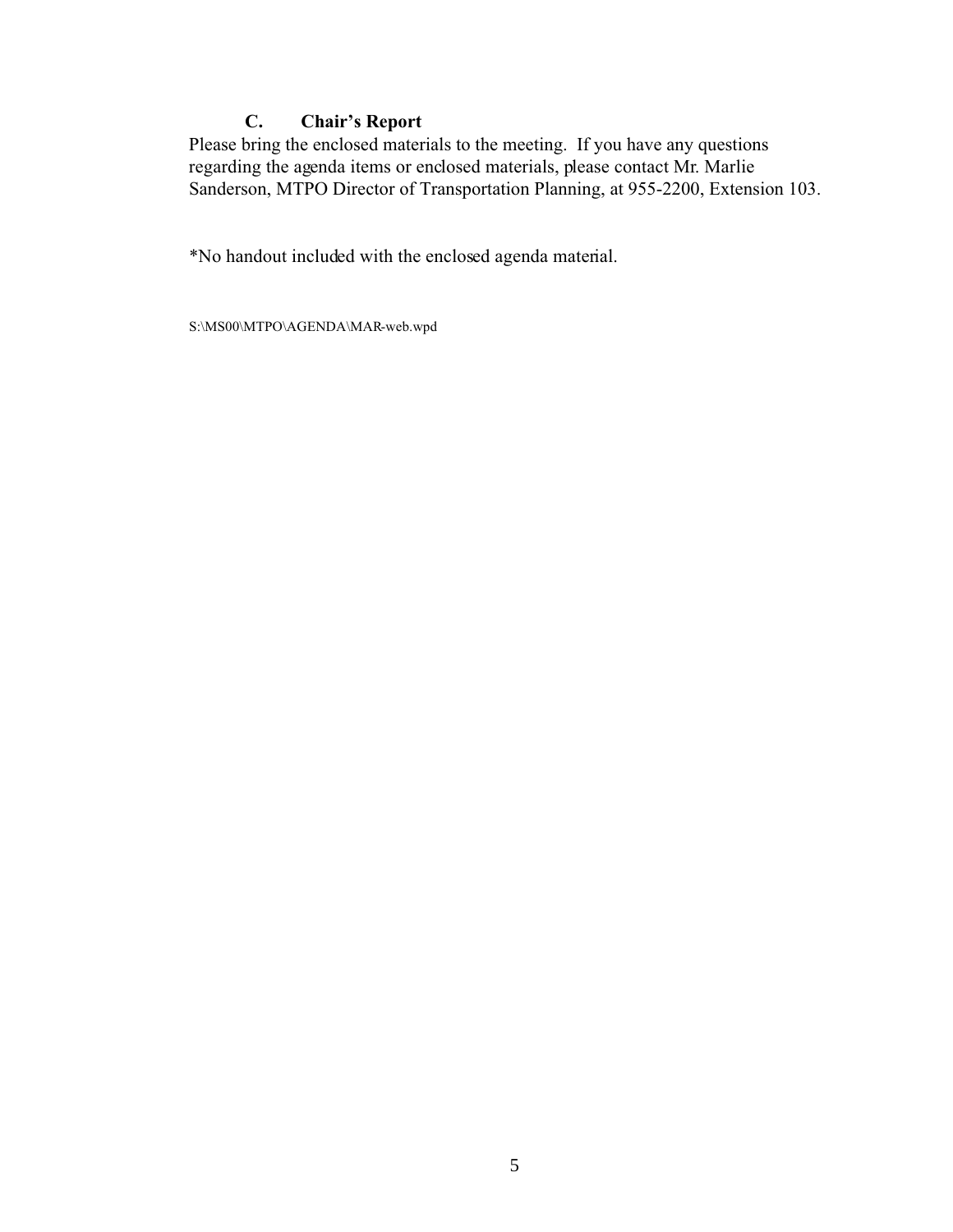### C. Chair's Report

Please bring the enclosed materials to the meeting. If you have any questions regarding the agenda items or enclosed materials, please contact Mr. Marlie Sanderson, MTPO Director of Transportation Planning, at 955-2200, Extension 103.

*No handout included with the enclosed agenda material.

S:\MS00\MTPO\AGENDA\MAR-web.wpd